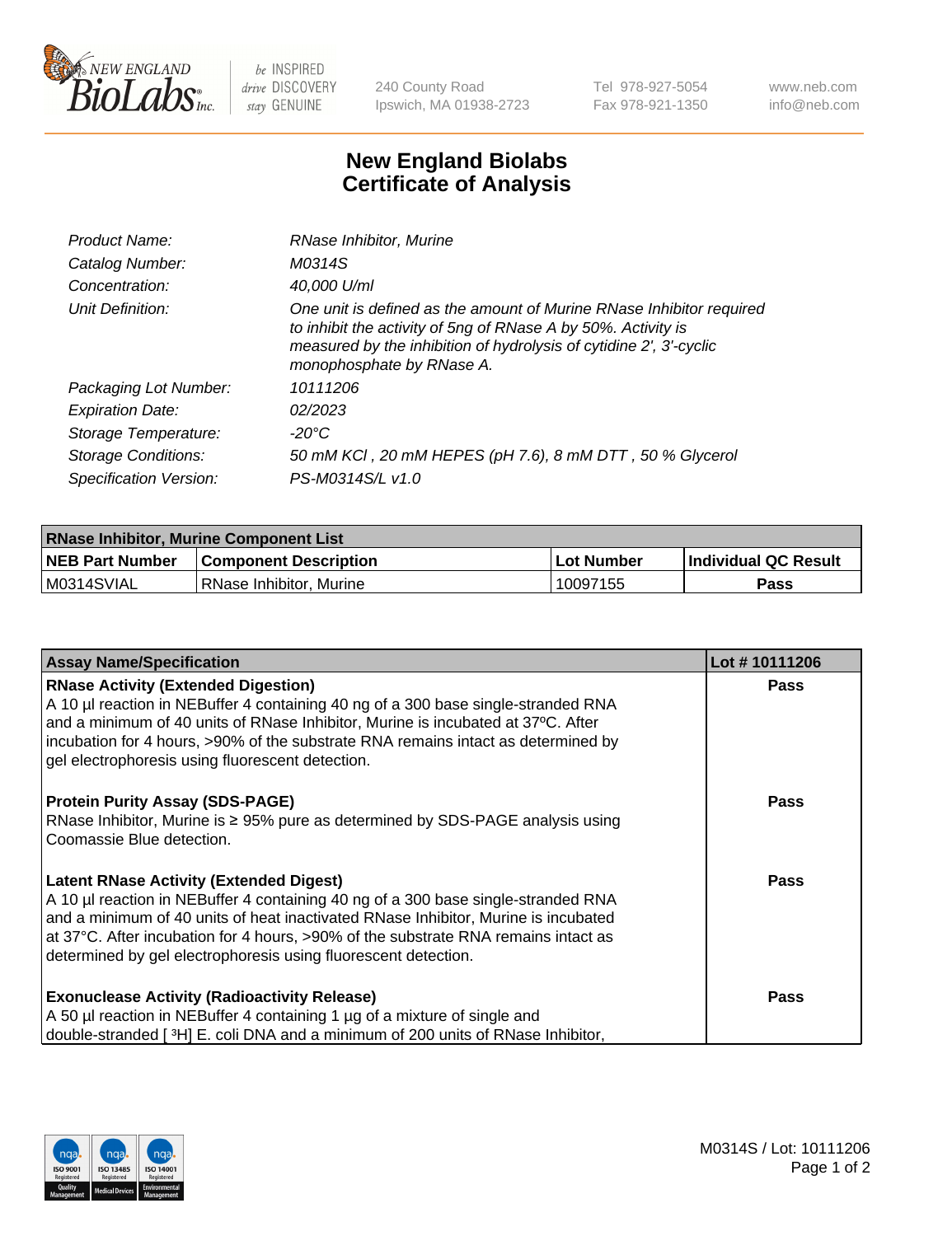240 County Road
Ipswich, MA 01938-2723

Tel 978-927-5054
Fax 978-921-1350

www.neb.com
info@neb.com

# New England Biolabs
# Certificate of Analysis

| | |
|---|---|
| *Product Name:* | *RNase Inhibitor, Murine* |
| *Catalog Number:* | *M0314S* |
| *Concentration:* | *40,000 U/ml* |
| *Unit Definition:* | *One unit is defined as the amount of Murine RNase Inhibitor required to inhibit the activity of 5ng of RNase A by 50%. Activity is measured by the inhibition of hydrolysis of cytidine 2', 3'-cyclic monophosphate by RNase A.* |
| *Packaging Lot Number:* | *10111206* |
| *Expiration Date:* | *02/2023* |
| *Storage Temperature:* | *-20°C* |
| *Storage Conditions:* | *50 mM KCl , 20 mM HEPES (pH 7.6), 8 mM DTT , 50 % Glycerol* |
| *Specification Version:* | *PS-M0314S/L v1.0* |

| RNase Inhibitor, Murine Component List | | | |
|---|---|---|---|
| **NEB Part Number** | **Component Description** | **Lot Number** | **Individual QC Result** |
| M0314SVIAL | RNase Inhibitor, Murine | 10097155 | **Pass** |

| Assay Name/Specification | Lot # 10111206 |
|---|---|
| **RNase Activity (Extended Digestion)**<br>A 10 µl reaction in NEBuffer 4 containing 40 ng of a 300 base single-stranded RNA and a minimum of 40 units of RNase Inhibitor, Murine is incubated at 37ºC. After incubation for 4 hours, >90% of the substrate RNA remains intact as determined by gel electrophoresis using fluorescent detection. | **Pass** |
| **Protein Purity Assay (SDS-PAGE)**<br>RNase Inhibitor, Murine is ≥ 95% pure as determined by SDS-PAGE analysis using Coomassie Blue detection. | **Pass** |
| **Latent RNase Activity (Extended Digest)**<br>A 10 µl reaction in NEBuffer 4 containing 40 ng of a 300 base single-stranded RNA and a minimum of 40 units of heat inactivated RNase Inhibitor, Murine is incubated at 37°C. After incubation for 4 hours, >90% of the substrate RNA remains intact as determined by gel electrophoresis using fluorescent detection. | **Pass** |
| **Exonuclease Activity (Radioactivity Release)**<br>A 50 µl reaction in NEBuffer 4 containing 1 µg of a mixture of single and double-stranded [ $^3$H] E. coli DNA and a minimum of 200 units of RNase Inhibitor, | **Pass** |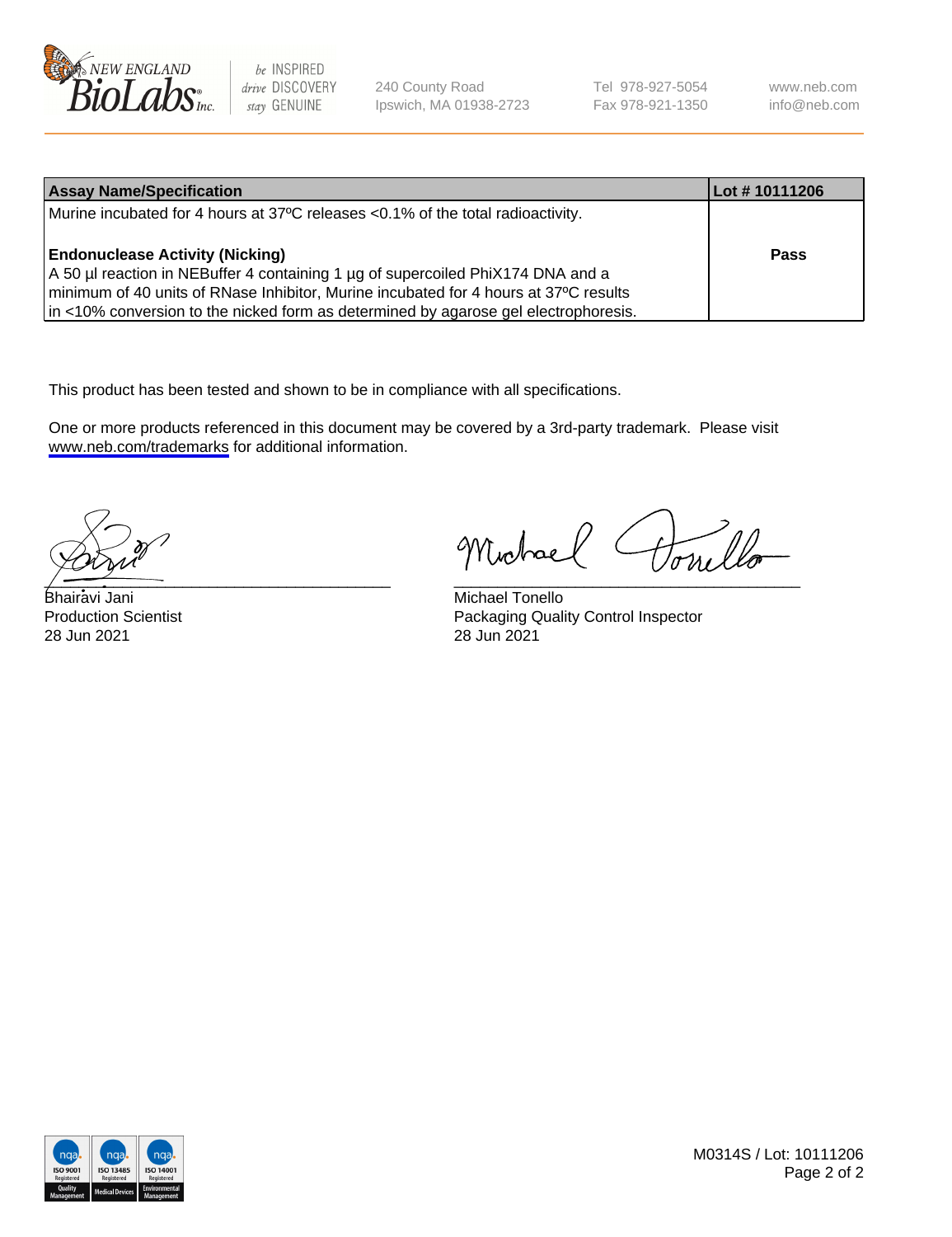| Assay Name/Specification | Lot # 10111206 |
| --- | --- |
| Murine incubated for 4 hours at 37ºC releases <0.1% of the total radioactivity. | |
| **Endonuclease Activity (Nicking)**<br>A 50 µl reaction in NEBuffer 4 containing 1 µg of supercoiled PhiX174 DNA and a minimum of 40 units of RNase Inhibitor, Murine incubated for 4 hours at 37ºC results in <10% conversion to the nicked form as determined by agarose gel electrophoresis. | **Pass** |

This product has been tested and shown to be in compliance with all specifications.

One or more products referenced in this document may be covered by a 3rd-party trademark. Please visit www.neb.com/trademarks for additional information.

Bhairavi Jani
Production Scientist
28 Jun 2021

Michael Tonello
Packaging Quality Control Inspector
28 Jun 2021

M0314S / Lot: 10111206